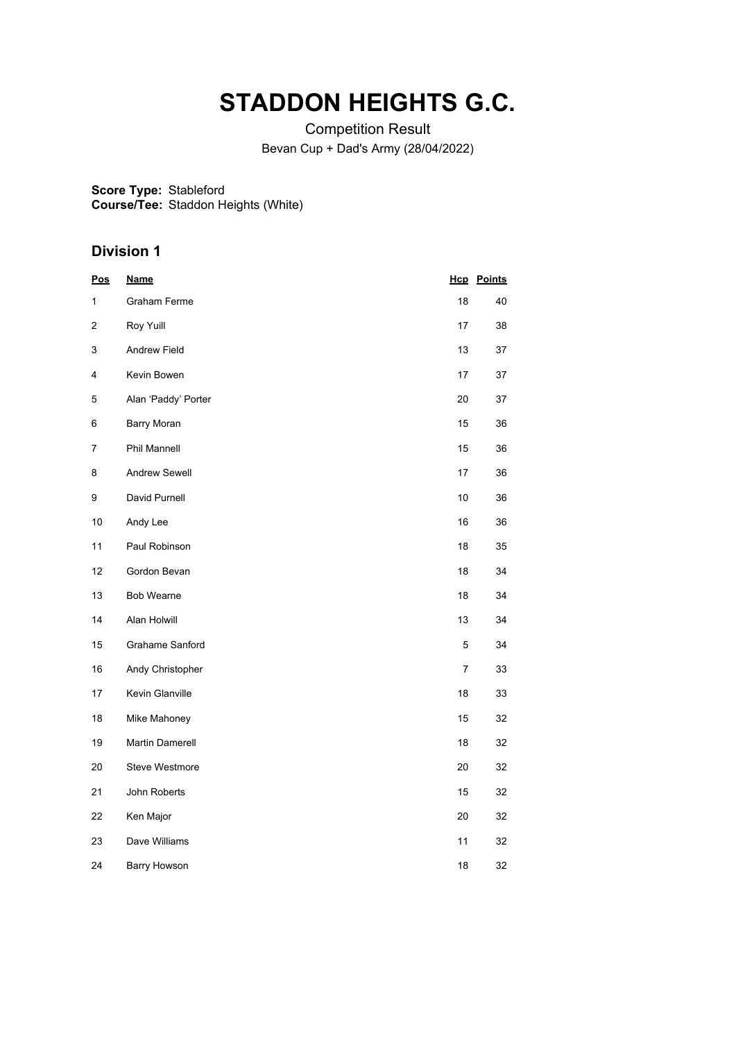# STADDON HEIGHTS G.C.

Competition Result

Bevan Cup + Dad's Army (28/04/2022)

**Score Type:** Stableford
**Course/Tee:** Staddon Heights (White)

## Division 1

| Pos | Name | Hcp | Points |
|---|---|---|---|
| 1 | Graham Ferme | 18 | 40 |
| 2 | Roy Yuill | 17 | 38 |
| 3 | Andrew Field | 13 | 37 |
| 4 | Kevin Bowen | 17 | 37 |
| 5 | Alan 'Paddy' Porter | 20 | 37 |
| 6 | Barry Moran | 15 | 36 |
| 7 | Phil Mannell | 15 | 36 |
| 8 | Andrew Sewell | 17 | 36 |
| 9 | David Purnell | 10 | 36 |
| 10 | Andy Lee | 16 | 36 |
| 11 | Paul Robinson | 18 | 35 |
| 12 | Gordon Bevan | 18 | 34 |
| 13 | Bob Wearne | 18 | 34 |
| 14 | Alan Holwill | 13 | 34 |
| 15 | Grahame Sanford | 5 | 34 |
| 16 | Andy Christopher | 7 | 33 |
| 17 | Kevin Glanville | 18 | 33 |
| 18 | Mike Mahoney | 15 | 32 |
| 19 | Martin Damerell | 18 | 32 |
| 20 | Steve Westmore | 20 | 32 |
| 21 | John Roberts | 15 | 32 |
| 22 | Ken Major | 20 | 32 |
| 23 | Dave Williams | 11 | 32 |
| 24 | Barry Howson | 18 | 32 |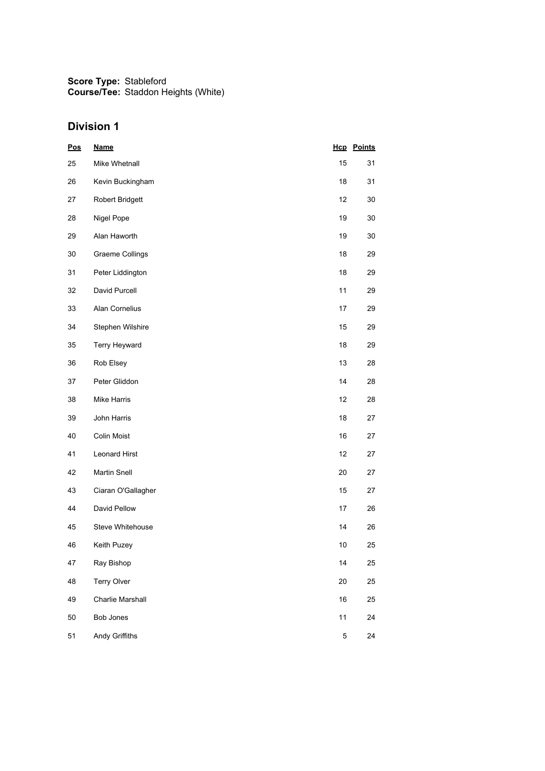**Score Type:** Stableford
**Course/Tee:** Staddon Heights (White)

## Division 1

| Pos | Name | Hcp | Points |
|---|---|---|---|
| 25 | Mike Whetnall | 15 | 31 |
| 26 | Kevin Buckingham | 18 | 31 |
| 27 | Robert Bridgett | 12 | 30 |
| 28 | Nigel Pope | 19 | 30 |
| 29 | Alan Haworth | 19 | 30 |
| 30 | Graeme Collings | 18 | 29 |
| 31 | Peter Liddington | 18 | 29 |
| 32 | David Purcell | 11 | 29 |
| 33 | Alan Cornelius | 17 | 29 |
| 34 | Stephen Wilshire | 15 | 29 |
| 35 | Terry Heyward | 18 | 29 |
| 36 | Rob Elsey | 13 | 28 |
| 37 | Peter Gliddon | 14 | 28 |
| 38 | Mike Harris | 12 | 28 |
| 39 | John Harris | 18 | 27 |
| 40 | Colin Moist | 16 | 27 |
| 41 | Leonard Hirst | 12 | 27 |
| 42 | Martin Snell | 20 | 27 |
| 43 | Ciaran O'Gallagher | 15 | 27 |
| 44 | David Pellow | 17 | 26 |
| 45 | Steve Whitehouse | 14 | 26 |
| 46 | Keith Puzey | 10 | 25 |
| 47 | Ray Bishop | 14 | 25 |
| 48 | Terry Olver | 20 | 25 |
| 49 | Charlie Marshall | 16 | 25 |
| 50 | Bob Jones | 11 | 24 |
| 51 | Andy Griffiths | 5 | 24 |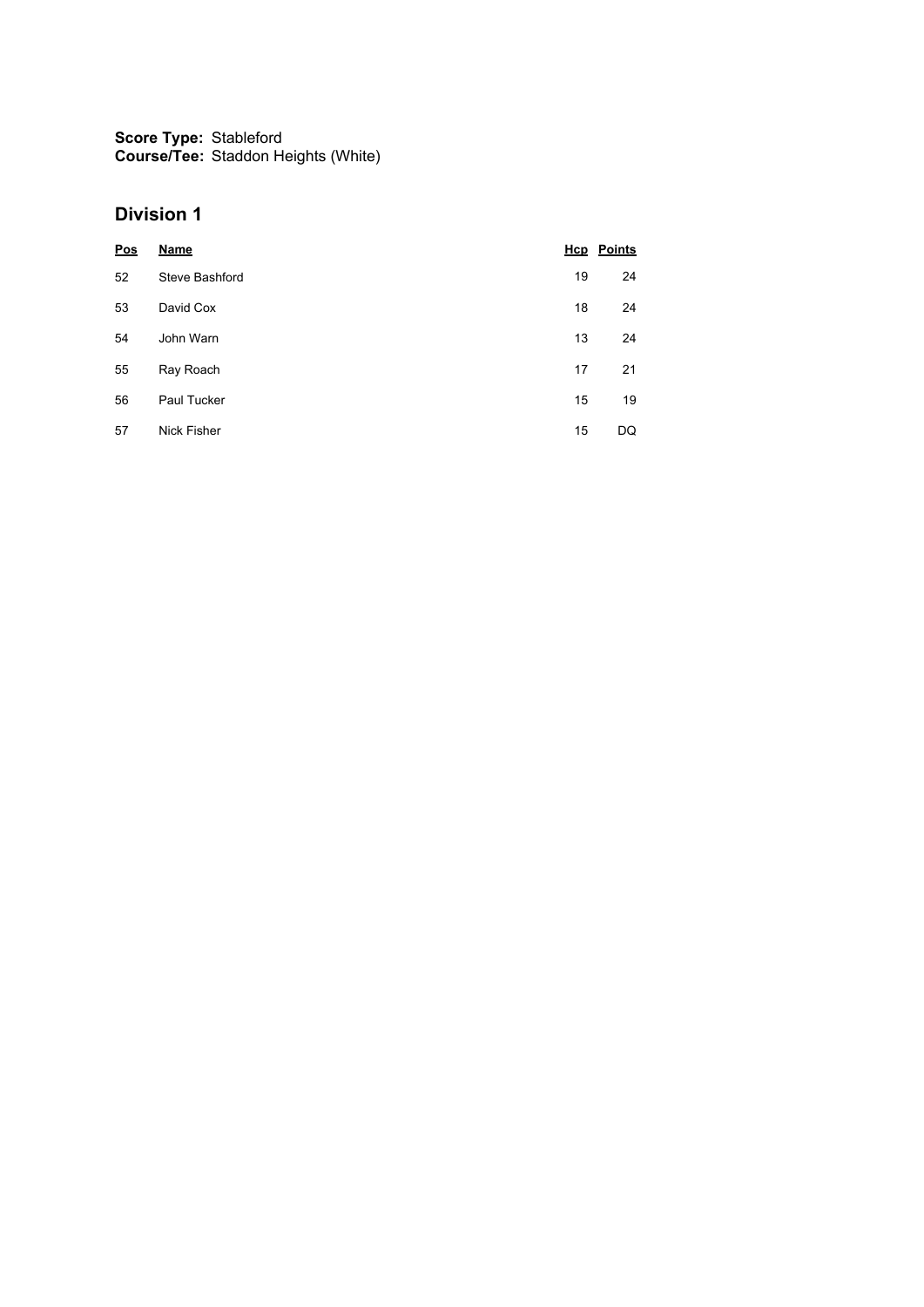**Score Type:** Stableford
**Course/Tee:** Staddon Heights (White)

## Division 1

| Pos | Name | Hcp | Points |
|---|---|---|---|
| 52 | Steve Bashford | 19 | 24 |
| 53 | David Cox | 18 | 24 |
| 54 | John Warn | 13 | 24 |
| 55 | Ray Roach | 17 | 21 |
| 56 | Paul Tucker | 15 | 19 |
| 57 | Nick Fisher | 15 | DQ |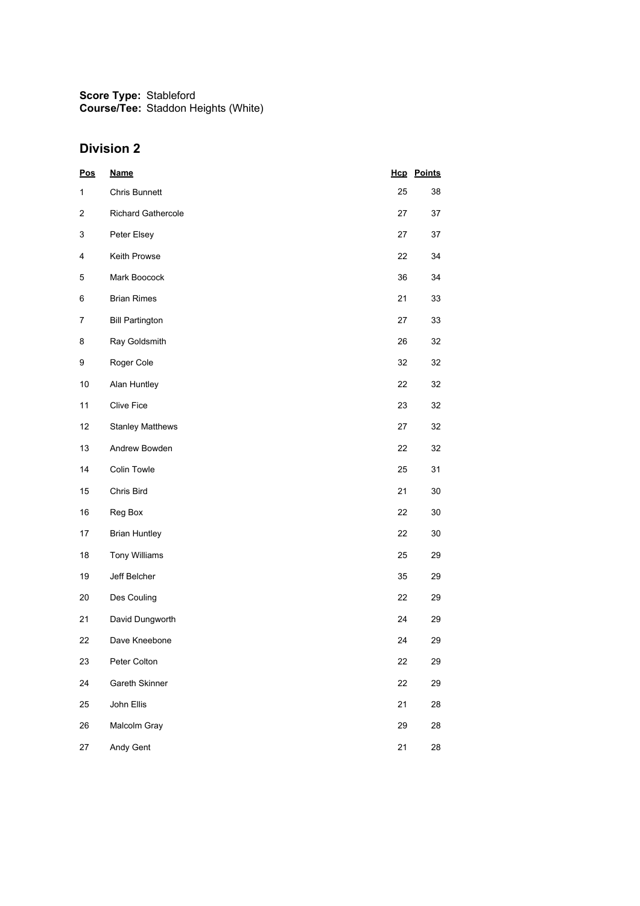**Score Type:** Stableford
**Course/Tee:** Staddon Heights (White)

## Division 2

| Pos | Name | Hcp | Points |
|---|---|---|---|
| 1 | Chris Bunnett | 25 | 38 |
| 2 | Richard Gathercole | 27 | 37 |
| 3 | Peter Elsey | 27 | 37 |
| 4 | Keith Prowse | 22 | 34 |
| 5 | Mark Boocock | 36 | 34 |
| 6 | Brian Rimes | 21 | 33 |
| 7 | Bill Partington | 27 | 33 |
| 8 | Ray Goldsmith | 26 | 32 |
| 9 | Roger Cole | 32 | 32 |
| 10 | Alan Huntley | 22 | 32 |
| 11 | Clive Fice | 23 | 32 |
| 12 | Stanley Matthews | 27 | 32 |
| 13 | Andrew Bowden | 22 | 32 |
| 14 | Colin Towle | 25 | 31 |
| 15 | Chris Bird | 21 | 30 |
| 16 | Reg Box | 22 | 30 |
| 17 | Brian Huntley | 22 | 30 |
| 18 | Tony Williams | 25 | 29 |
| 19 | Jeff Belcher | 35 | 29 |
| 20 | Des Couling | 22 | 29 |
| 21 | David Dungworth | 24 | 29 |
| 22 | Dave Kneebone | 24 | 29 |
| 23 | Peter Colton | 22 | 29 |
| 24 | Gareth Skinner | 22 | 29 |
| 25 | John Ellis | 21 | 28 |
| 26 | Malcolm Gray | 29 | 28 |
| 27 | Andy Gent | 21 | 28 |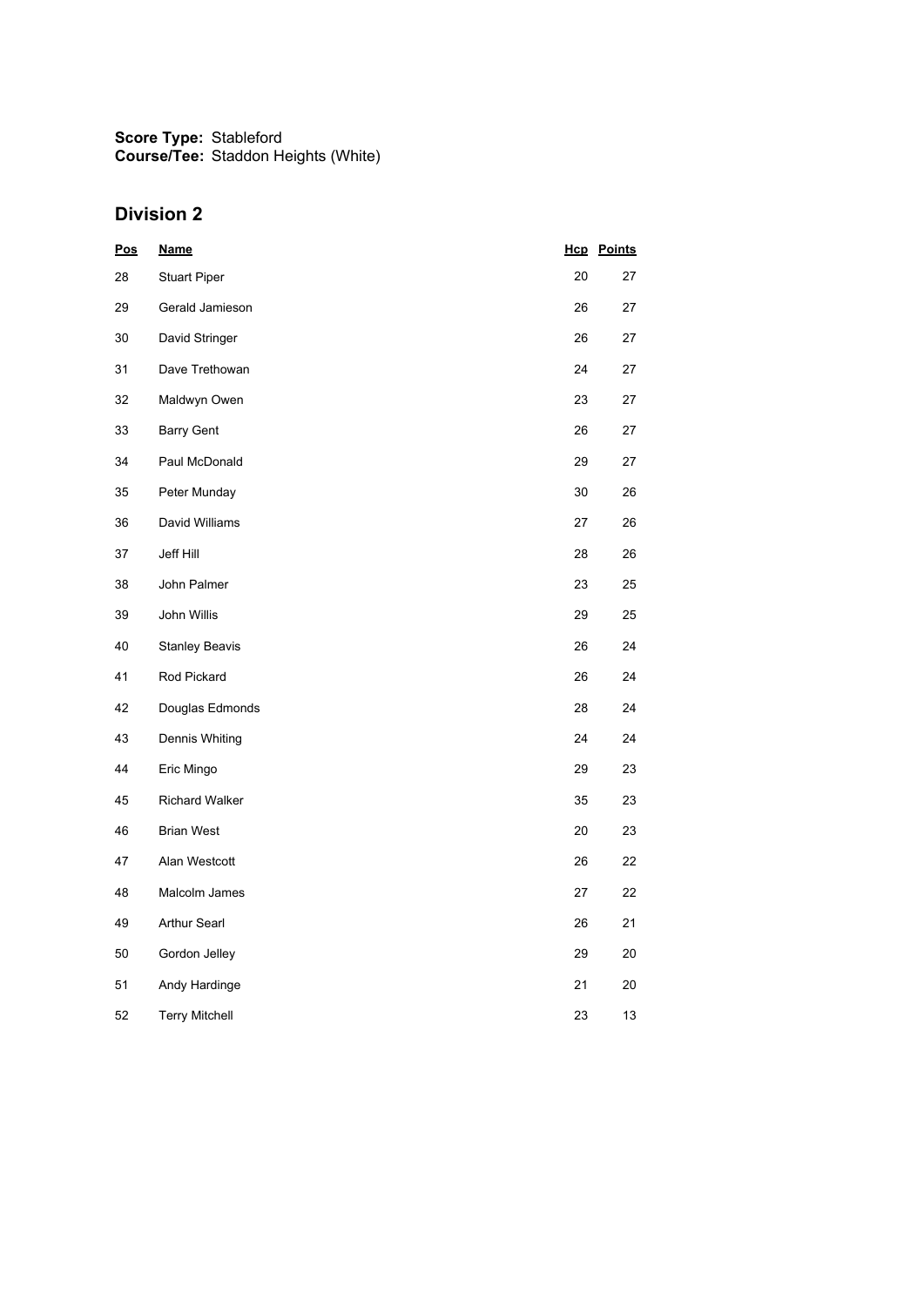**Score Type:** Stableford
**Course/Tee:** Staddon Heights (White)

## Division 2

| Pos | Name | Hcp | Points |
|---|---|---|---|
| 28 | Stuart Piper | 20 | 27 |
| 29 | Gerald Jamieson | 26 | 27 |
| 30 | David Stringer | 26 | 27 |
| 31 | Dave Trethowan | 24 | 27 |
| 32 | Maldwyn Owen | 23 | 27 |
| 33 | Barry Gent | 26 | 27 |
| 34 | Paul McDonald | 29 | 27 |
| 35 | Peter Munday | 30 | 26 |
| 36 | David Williams | 27 | 26 |
| 37 | Jeff Hill | 28 | 26 |
| 38 | John Palmer | 23 | 25 |
| 39 | John Willis | 29 | 25 |
| 40 | Stanley Beavis | 26 | 24 |
| 41 | Rod Pickard | 26 | 24 |
| 42 | Douglas Edmonds | 28 | 24 |
| 43 | Dennis Whiting | 24 | 24 |
| 44 | Eric Mingo | 29 | 23 |
| 45 | Richard Walker | 35 | 23 |
| 46 | Brian West | 20 | 23 |
| 47 | Alan Westcott | 26 | 22 |
| 48 | Malcolm James | 27 | 22 |
| 49 | Arthur Searl | 26 | 21 |
| 50 | Gordon Jelley | 29 | 20 |
| 51 | Andy Hardinge | 21 | 20 |
| 52 | Terry Mitchell | 23 | 13 |